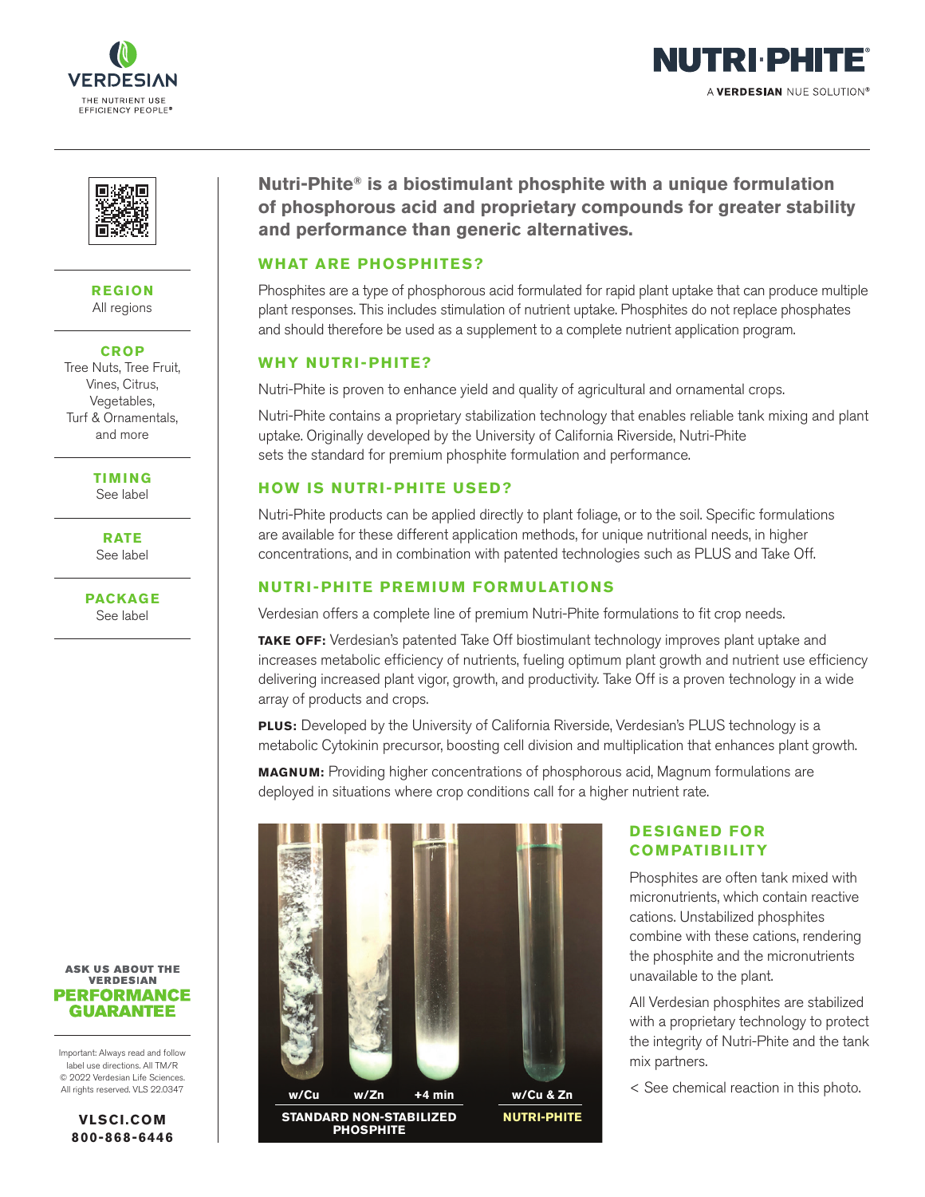VERDESIAN
THE NUTRIENT USE EFFICIENCY PEOPLE®

# NUTRI·PHITE®

A **VERDESIAN** NUE SOLUTION®

**REGION**
All regions

**CROP**
Tree Nuts, Tree Fruit, Vines, Citrus, Vegetables, Turf & Ornamentals, and more

**TIMING**
See label

**RATE**
See label

**PACKAGE**
See label

**Nutri-Phite® is a biostimulant phosphite with a unique formulation of phosphorous acid and proprietary compounds for greater stability and performance than generic alternatives.**

## WHAT ARE PHOSPHITES?

Phosphites are a type of phosphorous acid formulated for rapid plant uptake that can produce multiple plant responses. This includes stimulation of nutrient uptake. Phosphites do not replace phosphates and should therefore be used as a supplement to a complete nutrient application program.

## WHY NUTRI-PHITE?

Nutri-Phite is proven to enhance yield and quality of agricultural and ornamental crops.

Nutri-Phite contains a proprietary stabilization technology that enables reliable tank mixing and plant uptake. Originally developed by the University of California Riverside, Nutri-Phite sets the standard for premium phosphite formulation and performance.

## HOW IS NUTRI-PHITE USED?

Nutri-Phite products can be applied directly to plant foliage, or to the soil. Specific formulations are available for these different application methods, for unique nutritional needs, in higher concentrations, and in combination with patented technologies such as PLUS and Take Off.

## NUTRI-PHITE PREMIUM FORMULATIONS

Verdesian offers a complete line of premium Nutri-Phite formulations to fit crop needs.

**TAKE OFF:** Verdesian's patented Take Off biostimulant technology improves plant uptake and increases metabolic efficiency of nutrients, fueling optimum plant growth and nutrient use efficiency delivering increased plant vigor, growth, and productivity. Take Off is a proven technology in a wide array of products and crops.

**PLUS:** Developed by the University of California Riverside, Verdesian's PLUS technology is a metabolic Cytokinin precursor, boosting cell division and multiplication that enhances plant growth.

**MAGNUM:** Providing higher concentrations of phosphorous acid, Magnum formulations are deployed in situations where crop conditions call for a higher nutrient rate.

w/Cu | w/Zn | +4 min | w/Cu & Zn

STANDARD NON-STABILIZED PHOSPHITE | NUTRI-PHITE

## DESIGNED FOR COMPATIBILITY

Phosphites are often tank mixed with micronutrients, which contain reactive cations. Unstabilized phosphites combine with these cations, rendering the phosphite and the micronutrients unavailable to the plant.

All Verdesian phosphites are stabilized with a proprietary technology to protect the integrity of Nutri-Phite and the tank mix partners.

< See chemical reaction in this photo.

**ASK US ABOUT THE VERDESIAN PERFORMANCE GUARANTEE**

Important: Always read and follow label use directions. All TM/R © 2022 Verdesian Life Sciences. All rights reserved. VLS 22.0347

**VLSCI.COM**
**800-868-6446**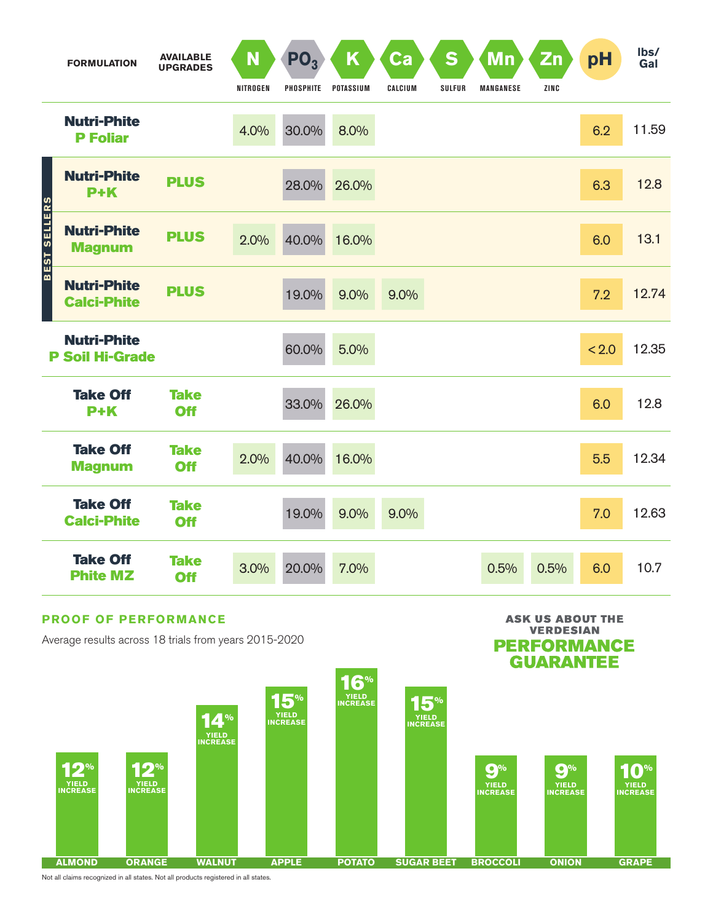| FORMULATION | AVAILABLE UPGRADES | N NITROGEN | $PO_3$ PHOSPHITE | K POTASSIUM | Ca CALCIUM | S SULFUR | Mn MANGANESE | Zn ZINC | pH | lbs/ Gal |
|---|---|---|---|---|---|---|---|---|---|---|
| Nutri-Phite P Foliar | | 4.0% | 30.0% | 8.0% | | | | | 6.2 | 11.59 |
| Nutri-Phite P+K | PLUS | | 28.0% | 26.0% | | | | | 6.3 | 12.8 |
| Nutri-Phite Magnum | PLUS | 2.0% | 40.0% | 16.0% | | | | | 6.0 | 13.1 |
| Nutri-Phite Calci-Phite | PLUS | | 19.0% | 9.0% | 9.0% | | | | 7.2 | 12.74 |
| Nutri-Phite P Soil Hi-Grade | | | 60.0% | 5.0% | | | | | < 2.0 | 12.35 |
| Take Off P+K | Take Off | | 33.0% | 26.0% | | | | | 6.0 | 12.8 |
| Take Off Magnum | Take Off | 2.0% | 40.0% | 16.0% | | | | | 5.5 | 12.34 |
| Take Off Calci-Phite | Take Off | | 19.0% | 9.0% | 9.0% | | | | 7.0 | 12.63 |
| Take Off Phite MZ | Take Off | 3.0% | 20.0% | 7.0% | | | 0.5% | 0.5% | 6.0 | 10.7 |

BEST SELLERS: Nutri-Phite P+K, Nutri-Phite Magnum, Nutri-Phite Calci-Phite

## PROOF OF PERFORMANCE

Average results across 18 trials from years 2015-2020

**ASK US ABOUT THE VERDESIAN PERFORMANCE GUARANTEE**

ALMOND 12% YIELD INCREASE
ORANGE 12% YIELD INCREASE
WALNUT 14% YIELD INCREASE
APPLE 15% YIELD INCREASE
POTATO 16% YIELD INCREASE
SUGAR BEET 15% YIELD INCREASE
BROCCOLI 9% YIELD INCREASE
ONION 9% YIELD INCREASE
GRAPE 10% YIELD INCREASE

Not all claims recognized in all states. Not all products registered in all states.